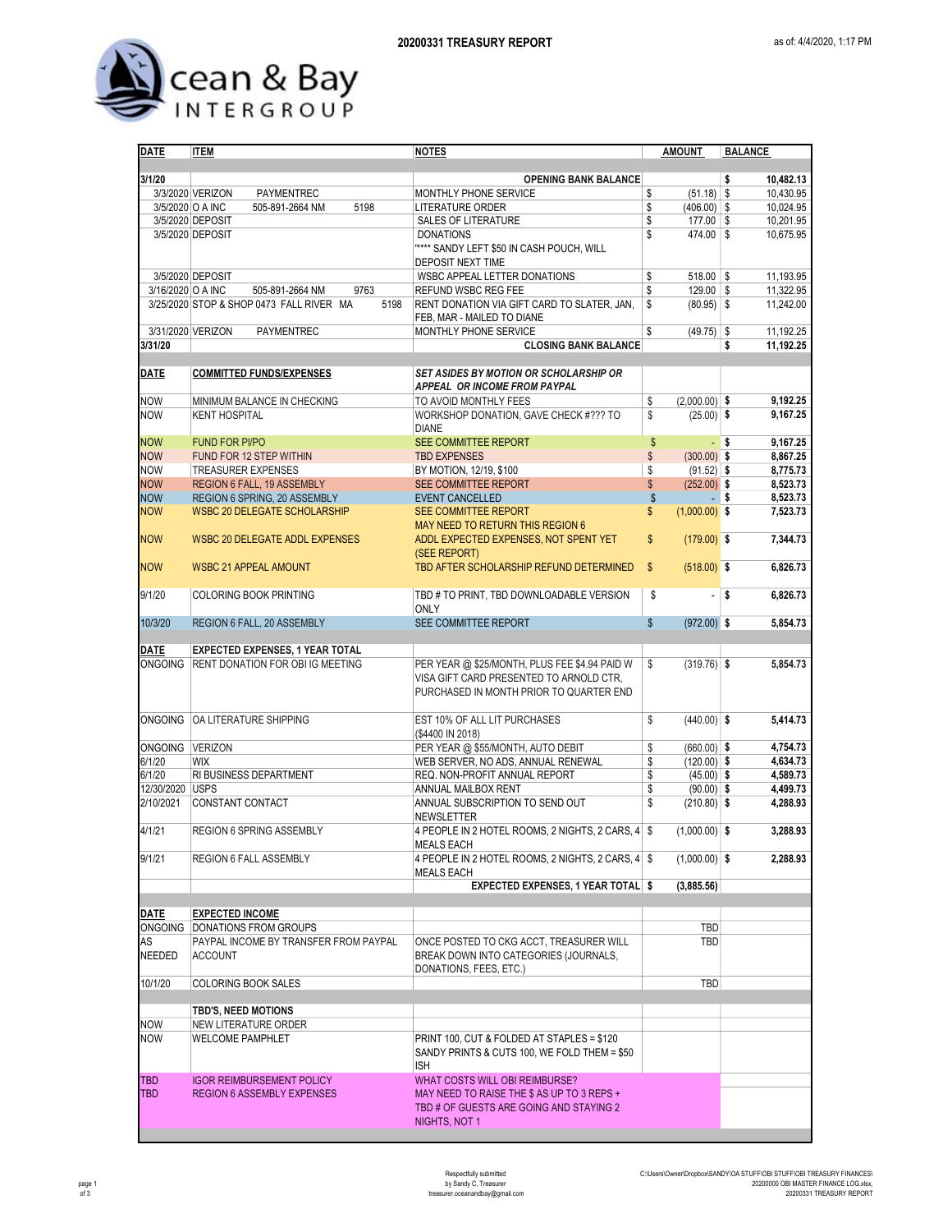# 20200331 TREASURY REPORT

as of: 4/4/2020, 1:17 PM

Ocean & Bay INTERGROUP

| DATE | ITEM | NOTES | AMOUNT | BALANCE |
|---|---|---|---|---|
| 3/1/20 | | OPENING BANK BALANCE | | $ 10,482.13 |
| 3/3/2020 | VERIZON PAYMENTREC | MONTHLY PHONE SERVICE | $ (51.18) | $ 10,430.95 |
| 3/5/2020 | O A INC 505-891-2664 NM 5198 | LITERATURE ORDER | $ (406.00) | $ 10,024.95 |
| 3/5/2020 | DEPOSIT | SALES OF LITERATURE | $ 177.00 | $ 10,201.95 |
| 3/5/2020 | DEPOSIT | DONATIONS<br>'**** SANDY LEFT $50 IN CASH POUCH, WILL DEPOSIT NEXT TIME | $ 474.00 | $ 10,675.95 |
| 3/5/2020 | DEPOSIT | WSBC APPEAL LETTER DONATIONS | $ 518.00 | $ 11,193.95 |
| 3/16/2020 | O A INC 505-891-2664 NM 9763 | REFUND WSBC REG FEE | $ 129.00 | $ 11,322.95 |
| 3/25/2020 | STOP & SHOP 0473 FALL RIVER MA 5198 | RENT DONATION VIA GIFT CARD TO SLATER, JAN, FEB, MAR - MAILED TO DIANE | $ (80.95) | $ 11,242.00 |
| 3/31/2020 | VERIZON PAYMENTREC | MONTHLY PHONE SERVICE | $ (49.75) | $ 11,192.25 |
| 3/31/20 | | CLOSING BANK BALANCE | | $ 11,192.25 |

| DATE | COMMITTED FUNDS/EXPENSES | *SET ASIDES BY MOTION OR SCHOLARSHIP OR APPEAL OR INCOME FROM PAYPAL* | AMOUNT | BALANCE |
|---|---|---|---|---|
| NOW | MINIMUM BALANCE IN CHECKING | TO AVOID MONTHLY FEES | $ (2,000.00) | **$ 9,192.25** |
| NOW | KENT HOSPITAL | WORKSHOP DONATION, GAVE CHECK #??? TO DIANE | $ (25.00) | **$ 9,167.25** |
| NOW | FUND FOR PI/PO | SEE COMMITTEE REPORT | $ - | **$ 9,167.25** |
| NOW | FUND FOR 12 STEP WITHIN | TBD EXPENSES | $ (300.00) | **$ 8,867.25** |
| NOW | TREASURER EXPENSES | BY MOTION, 12/19, $100 | $ (91.52) | **$ 8,775.73** |
| NOW | REGION 6 FALL, 19 ASSEMBLY | SEE COMMITTEE REPORT | $ (252.00) | **$ 8,523.73** |
| NOW | REGION 6 SPRING, 20 ASSEMBLY | EVENT CANCELLED | $ - | **$ 8,523.73** |
| NOW | WSBC 20 DELEGATE SCHOLARSHIP | SEE COMMITTEE REPORT<br>MAY NEED TO RETURN THIS REGION 6 | $ (1,000.00) | **$ 7,523.73** |
| NOW | WSBC 20 DELEGATE ADDL EXPENSES | ADDL EXPECTED EXPENSES, NOT SPENT YET (SEE REPORT) | $ (179.00) | **$ 7,344.73** |
| NOW | WSBC 21 APPEAL AMOUNT | TBD AFTER SCHOLARSHIP REFUND DETERMINED | $ (518.00) | **$ 6,826.73** |
| 9/1/20 | COLORING BOOK PRINTING | TBD # TO PRINT, TBD DOWNLOADABLE VERSION ONLY | $ - | **$ 6,826.73** |
| 10/3/20 | REGION 6 FALL, 20 ASSEMBLY | SEE COMMITTEE REPORT | $ (972.00) | **$ 5,854.73** |

| DATE | EXPECTED EXPENSES, 1 YEAR TOTAL | | AMOUNT | BALANCE |
|---|---|---|---|---|
| ONGOING | RENT DONATION FOR OBI IG MEETING | PER YEAR @ $25/MONTH, PLUS FEE $4.94 PAID W VISA GIFT CARD PRESENTED TO ARNOLD CTR, PURCHASED IN MONTH PRIOR TO QUARTER END | $ (319.76) | **$ 5,854.73** |
| ONGOING | OA LITERATURE SHIPPING | EST 10% OF ALL LIT PURCHASES ($4400 IN 2018) | $ (440.00) | **$ 5,414.73** |
| ONGOING | VERIZON | PER YEAR @ $55/MONTH, AUTO DEBIT | $ (660.00) | **$ 4,754.73** |
| 6/1/20 | WIX | WEB SERVER, NO ADS, ANNUAL RENEWAL | $ (120.00) | **$ 4,634.73** |
| 6/1/20 | RI BUSINESS DEPARTMENT | REQ. NON-PROFIT ANNUAL REPORT | $ (45.00) | **$ 4,589.73** |
| 12/30/2020 | USPS | ANNUAL MAILBOX RENT | $ (90.00) | **$ 4,499.73** |
| 2/10/2021 | CONSTANT CONTACT | ANNUAL SUBSCRIPTION TO SEND OUT NEWSLETTER | $ (210.80) | **$ 4,288.93** |
| 4/1/21 | REGION 6 SPRING ASSEMBLY | 4 PEOPLE IN 2 HOTEL ROOMS, 2 NIGHTS, 2 CARS, 4 MEALS EACH | $ (1,000.00) | **$ 3,288.93** |
| 9/1/21 | REGION 6 FALL ASSEMBLY | 4 PEOPLE IN 2 HOTEL ROOMS, 2 NIGHTS, 2 CARS, 4 MEALS EACH | $ (1,000.00) | **$ 2,288.93** |
| | | **EXPECTED EXPENSES, 1 YEAR TOTAL** | **$ (3,885.56)** | |

| DATE | EXPECTED INCOME | | AMOUNT | BALANCE |
|---|---|---|---|---|
| ONGOING | DONATIONS FROM GROUPS | | TBD | |
| AS NEEDED | PAYPAL INCOME BY TRANSFER FROM PAYPAL ACCOUNT | ONCE POSTED TO CKG ACCT, TREASURER WILL BREAK DOWN INTO CATEGORIES (JOURNALS, DONATIONS, FEES, ETC.) | TBD | |
| 10/1/20 | COLORING BOOK SALES | | TBD | |

| DATE | TBD'S, NEED MOTIONS | | AMOUNT | BALANCE |
|---|---|---|---|---|
| NOW | NEW LITERATURE ORDER | | | |
| NOW | WELCOME PAMPHLET | PRINT 100, CUT & FOLDED AT STAPLES = $120<br>SANDY PRINTS & CUTS 100, WE FOLD THEM = $50 ISH | | |
| TBD | IGOR REIMBURSEMENT POLICY | WHAT COSTS WILL OBI REIMBURSE? | | |
| TBD | REGION 6 ASSEMBLY EXPENSES | MAY NEED TO RAISE THE $ AS UP TO 3 REPS + TBD # OF GUESTS ARE GOING AND STAYING 2 NIGHTS, NOT 1 | | |

Respectfully submitted
by Sandy C, Treasurer
treasurer.oceanandbay@gmail.com

C:\Users\Owner\Dropbox\SANDY\OA STUFF\OBI STUFF\OBI TREASURY FINANCES\20200000 OBI MASTER FINANCE LOG.xlsx, 20200331 TREASURY REPORT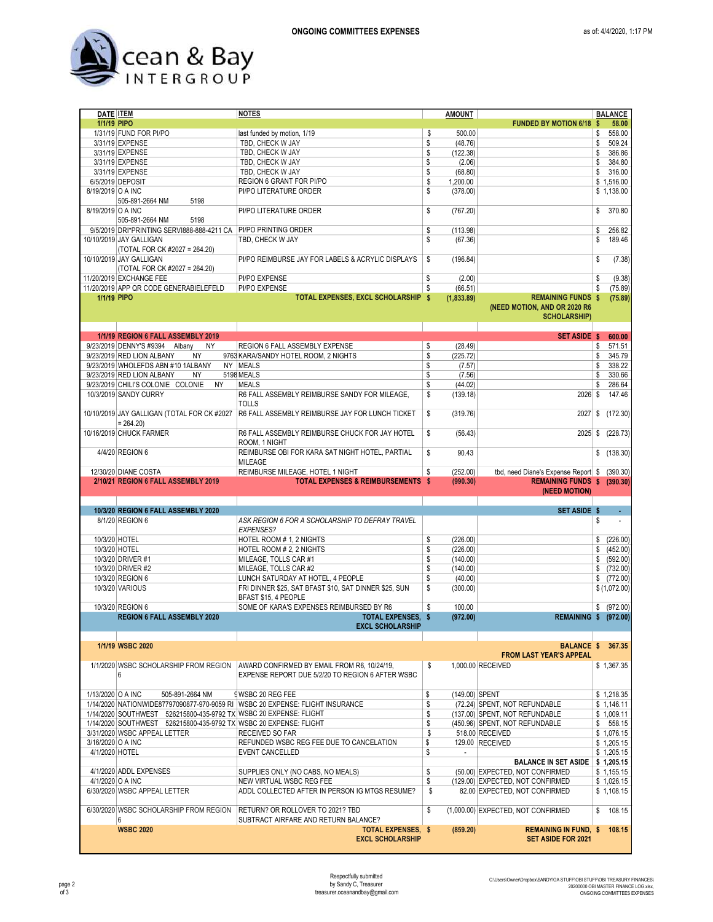**ONGOING COMMITTEES EXPENSES**

as of: 4/4/2020, 1:17 PM

Ocean & Bay INTERGROUP

| DATE | ITEM | NOTES | AMOUNT | | BALANCE |
|---|---|---|---|---|---|
| 1/1/19 | PIPO | | | FUNDED BY MOTION 6/18 | $ 58.00 |
| 1/31/19 | FUND FOR PI/PO | last funded by motion, 1/19 | $ 500.00 | | $ 558.00 |
| 3/31/19 | EXPENSE | TBD, CHECK W JAY | $ (48.76) | | $ 509.24 |
| 3/31/19 | EXPENSE | TBD, CHECK W JAY | $ (122.38) | | $ 386.86 |
| 3/31/19 | EXPENSE | TBD, CHECK W JAY | $ (2.06) | | $ 384.80 |
| 3/31/19 | EXPENSE | TBD, CHECK W JAY | $ (68.80) | | $ 316.00 |
| 6/5/2019 | DEPOSIT | REGION 6 GRANT FOR PI/PO | $ 1,200.00 | | $ 1,516.00 |
| 8/19/2019 | O A INC 505-891-2664 NM 5198 | PI/PO LITERATURE ORDER | $ (378.00) | | $ 1,138.00 |
| 8/19/2019 | O A INC 505-891-2664 NM 5198 | PI/PO LITERATURE ORDER | $ (767.20) | | $ 370.80 |
| 9/5/2019 | DRI*PRINTING SERVI888-888-4211 CA | PI/PO PRINTING ORDER | $ (113.98) | | $ 256.82 |
| 10/10/2019 | JAY GALLIGAN (TOTAL FOR CK #2027 = 264.20) | TBD, CHECK W JAY | $ (67.36) | | $ 189.46 |
| 10/10/2019 | JAY GALLIGAN (TOTAL FOR CK #2027 = 264.20) | PI/PO REIMBURSE JAY FOR LABELS & ACRYLIC DISPLAYS | $ (196.84) | | $ (7.38) |
| 11/20/2019 | EXCHANGE FEE | PI/PO EXPENSE | $ (2.00) | | $ (9.38) |
| 11/20/2019 | APP QR CODE GENERABIELEFELD | PI/PO EXPENSE | $ (66.51) | | $ (75.89) |
| 1/1/19 | PIPO | TOTAL EXPENSES, EXCL SCHOLARSHIP | $ (1,833.89) | REMAINING FUNDS (NEED MOTION, AND OR 2020 R6 SCHOLARSHIP) | $ (75.89) |
| | | | | | |
| 1/1/19 | REGION 6 FALL ASSEMBLY 2019 | | | SET ASIDE | $ 600.00 |
| 9/23/2019 | DENNY'S #9394 Albany NY | REGION 6 FALL ASSEMBLY EXPENSE | $ (28.49) | | $ 571.51 |
| 9/23/2019 | RED LION ALBANY NY 9763 | KARA/SANDY HOTEL ROOM, 2 NIGHTS | $ (225.72) | | $ 345.79 |
| 9/23/2019 | WHOLEFDS ABN #10 1ALBANY NY | MEALS | $ (7.57) | | $ 338.22 |
| 9/23/2019 | RED LION ALBANY NY 5198 | MEALS | $ (7.56) | | $ 330.66 |
| 9/23/2019 | CHILI'S COLONIE COLONIE NY | MEALS | $ (44.02) | | $ 286.64 |
| 10/3/2019 | SANDY CURRY | R6 FALL ASSEMBLY REIMBURSE SANDY FOR MILEAGE, TOLLS | $ (139.18) | 2026 | $ 147.46 |
| 10/10/2019 | JAY GALLIGAN (TOTAL FOR CK #2027 = 264.20) | R6 FALL ASSEMBLY REIMBURSE JAY FOR LUNCH TICKET | $ (319.76) | 2027 | $ (172.30) |
| 10/16/2019 | CHUCK FARMER | R6 FALL ASSEMBLY REIMBURSE CHUCK FOR JAY HOTEL ROOM, 1 NIGHT | $ (56.43) | 2025 | $ (228.73) |
| 4/4/20 | REGION 6 | REIMBURSE OBI FOR KARA SAT NIGHT HOTEL, PARTIAL MILEAGE | $ 90.43 | | $ (138.30) |
| 12/30/20 | DIANE COSTA | REIMBURSE MILEAGE, HOTEL 1 NIGHT | $ (252.00) | tbd, need Diane's Expense Report | $ (390.30) |
| 2/10/21 | REGION 6 FALL ASSEMBLY 2019 | TOTAL EXPENSES & REIMBURSEMENTS | $ (990.30) | REMAINING FUNDS (NEED MOTION) | $ (390.30) |
| | | | | | |
| 10/3/20 | REGION 6 FALL ASSEMBLY 2020 | | | SET ASIDE | $ - |
| 8/1/20 | REGION 6 | *ASK REGION 6 FOR A SCHOLARSHIP TO DEFRAY TRAVEL EXPENSES?* | | | $ - |
| 10/3/20 | HOTEL | HOTEL ROOM # 1, 2 NIGHTS | $ (226.00) | | $ (226.00) |
| 10/3/20 | HOTEL | HOTEL ROOM # 2, 2 NIGHTS | $ (226.00) | | $ (452.00) |
| 10/3/20 | DRIVER #1 | MILEAGE, TOLLS CAR #1 | $ (140.00) | | $ (592.00) |
| 10/3/20 | DRIVER #2 | MILEAGE, TOLLS CAR #2 | $ (140.00) | | $ (732.00) |
| 10/3/20 | REGION 6 | LUNCH SATURDAY AT HOTEL, 4 PEOPLE | $ (40.00) | | $ (772.00) |
| 10/3/20 | VARIOUS | FRI DINNER $25, SAT BFAST $10, SAT DINNER $25, SUN BFAST $15, 4 PEOPLE | $ (300.00) | | $ (1,072.00) |
| 10/3/20 | REGION 6 | SOME OF KARA'S EXPENSES REIMBURSED BY R6 | $ 100.00 | | $ (972.00) |
| | REGION 6 FALL ASSEMBLY 2020 | TOTAL EXPENSES, EXCL SCHOLARSHIP | $ (972.00) | REMAINING | $ (972.00) |
| | | | | | |
| 1/1/19 | WSBC 2020 | | | BALANCE FROM LAST YEAR'S APPEAL | $ 367.35 |
| 1/1/2020 | WSBC SCHOLARSHIP FROM REGION 6 | AWARD CONFIRMED BY EMAIL FROM R6, 10/24/19, EXPENSE REPORT DUE 5/2/20 TO REGION 6 AFTER WSBC | $ 1,000.00 | RECEIVED | $ 1,367.35 |
| 1/13/2020 | O A INC 505-891-2664 NM 9 | WSBC 20 REG FEE | $ (149.00) | SPENT | $ 1,218.35 |
| 1/14/2020 | NATIONWIDE87797090877-970-9059 RI | WSBC 20 EXPENSE: FLIGHT INSURANCE | $ (72.24) | SPENT, NOT REFUNDABLE | $ 1,146.11 |
| 1/14/2020 | SOUTHWEST 526215800-435-9792 TX | WSBC 20 EXPENSE: FLIGHT | $ (137.00) | SPENT, NOT REFUNDABLE | $ 1,009.11 |
| 1/14/2020 | SOUTHWEST 526215800-435-9792 TX | WSBC 20 EXPENSE: FLIGHT | $ (450.96) | SPENT, NOT REFUNDABLE | $ 558.15 |
| 3/31/2020 | WSBC APPEAL LETTER | RECEIVED SO FAR | $ 518.00 | RECEIVED | $ 1,076.15 |
| 3/16/2020 | O A INC | REFUNDED WSBC REG FEE DUE TO CANCELATION | $ 129.00 | RECEIVED | $ 1,205.15 |
| 4/1/2020 | HOTEL | EVENT CANCELLED | $ - | | $ 1,205.15 |
| | | | | BALANCE IN SET ASIDE | $ 1,205.15 |
| 4/1/2020 | ADDL EXPENSES | SUPPLIES ONLY (NO CABS, NO MEALS) | $ (50.00) | EXPECTED, NOT CONFIRMED | $ 1,155.15 |
| 4/1/2020 | O A INC | NEW VIRTUAL WSBC REG FEE | $ (129.00) | EXPECTED, NOT CONFIRMED | $ 1,026.15 |
| 6/30/2020 | WSBC APPEAL LETTER | ADDL COLLECTED AFTER IN PERSON IG MTGS RESUME? | $ 82.00 | EXPECTED, NOT CONFIRMED | $ 1,108.15 |
| 6/30/2020 | WSBC SCHOLARSHIP FROM REGION 6 | RETURN? OR ROLLOVER TO 2021? TBD SUBTRACT AIRFARE AND RETURN BALANCE? | $ (1,000.00) | EXPECTED, NOT CONFIRMED | $ 108.15 |
| | WSBC 2020 | TOTAL EXPENSES, EXCL SCHOLARSHIP | $ (859.20) | REMAINING IN FUND, SET ASIDE FOR 2021 | $ 108.15 |

Respectfully submitted
by Sandy C, Treasurer
treasurer.oceanandbay@gmail.com

C:\Users\Owner\Dropbox\SANDY\OA STUFF\OBI STUFF\OBI TREASURY FINANCES\20200000 OBI MASTER FINANCE LOG.xlsx, ONGOING COMMITTEES EXPENSES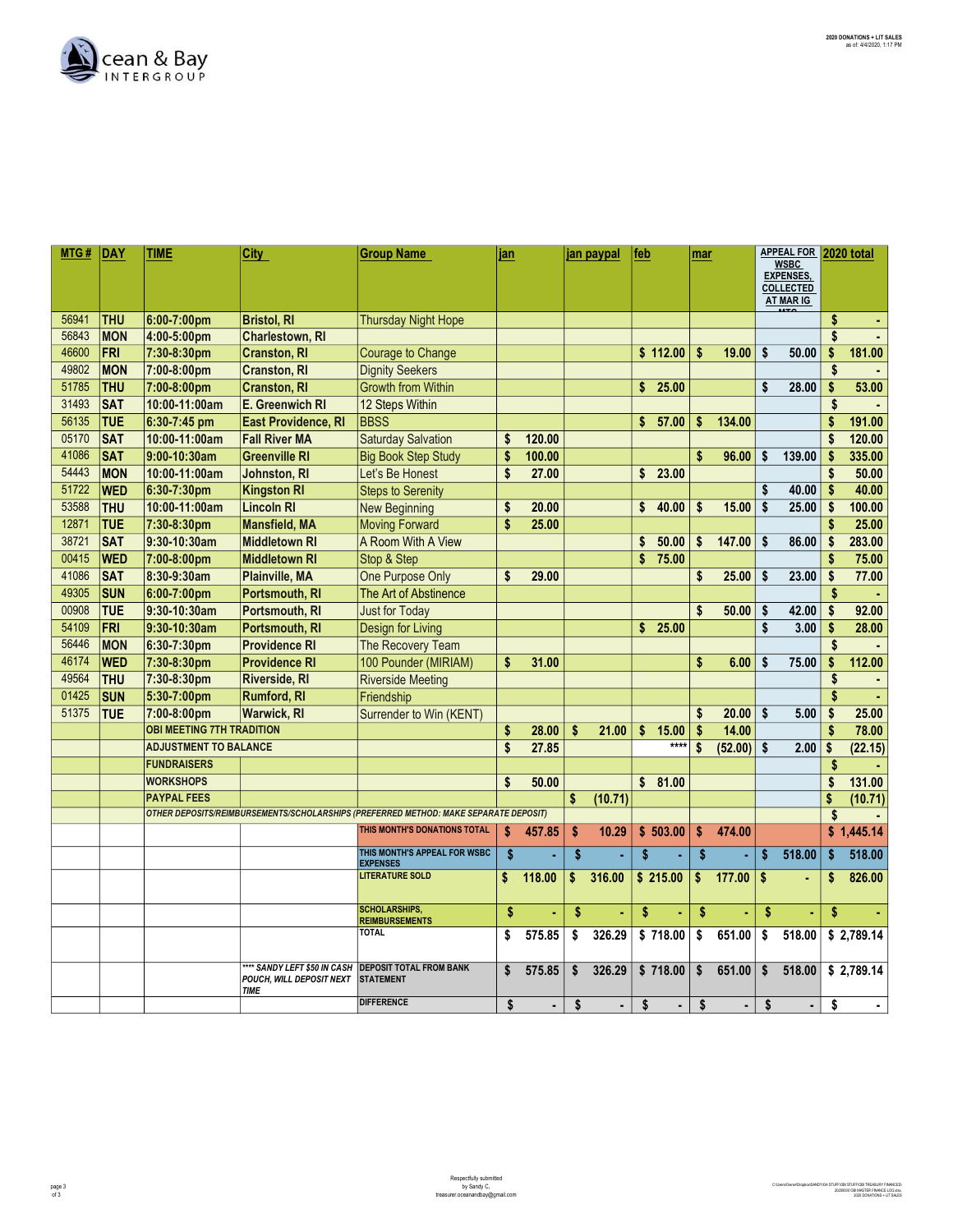Ocean & Bay INTERGROUP

2020 DONATIONS + LIT SALES
as of: 4/4/2020, 1:17 PM

| MTG # | DAY | TIME | City | Group Name | jan | jan paypal | feb | mar | APPEAL FOR WSBC EXPENSES, COLLECTED AT MAR IG MTG | 2020 total |
|---|---|---|---|---|---|---|---|---|---|---|
| 56941 | THU | 6:00-7:00pm | Bristol, RI | Thursday Night Hope | | | | | | $ - |
| 56843 | MON | 4:00-5:00pm | Charlestown, RI | | | | | | | $ - |
| 46600 | FRI | 7:30-8:30pm | Cranston, RI | Courage to Change | | | $ 112.00 | $ 19.00 | $ 50.00 | $ 181.00 |
| 49802 | MON | 7:00-8:00pm | Cranston, RI | Dignity Seekers | | | | | | $ - |
| 51785 | THU | 7:00-8:00pm | Cranston, RI | Growth from Within | | | $ 25.00 | | $ 28.00 | $ 53.00 |
| 31493 | SAT | 10:00-11:00am | E. Greenwich RI | 12 Steps Within | | | | | | $ - |
| 56135 | TUE | 6:30-7:45 pm | East Providence, RI | BBSS | | | $ 57.00 | $ 134.00 | | $ 191.00 |
| 05170 | SAT | 10:00-11:00am | Fall River MA | Saturday Salvation | $ 120.00 | | | | | $ 120.00 |
| 41086 | SAT | 9:00-10:30am | Greenville RI | Big Book Step Study | $ 100.00 | | | $ 96.00 | $ 139.00 | $ 335.00 |
| 54443 | MON | 10:00-11:00am | Johnston, RI | Let's Be Honest | $ 27.00 | | $ 23.00 | | | $ 50.00 |
| 51722 | WED | 6:30-7:30pm | Kingston RI | Steps to Serenity | | | | | $ 40.00 | $ 40.00 |
| 53588 | THU | 10:00-11:00am | Lincoln RI | New Beginning | $ 20.00 | | $ 40.00 | $ 15.00 | $ 25.00 | $ 100.00 |
| 12871 | TUE | 7:30-8:30pm | Mansfield, MA | Moving Forward | $ 25.00 | | | | | $ 25.00 |
| 38721 | SAT | 9:30-10:30am | Middletown RI | A Room With A View | | | $ 50.00 | $ 147.00 | $ 86.00 | $ 283.00 |
| 00415 | WED | 7:00-8:00pm | Middletown RI | Stop & Step | | | $ 75.00 | | | $ 75.00 |
| 41086 | SAT | 8:30-9:30am | Plainville, MA | One Purpose Only | $ 29.00 | | | $ 25.00 | $ 23.00 | $ 77.00 |
| 49305 | SUN | 6:00-7:00pm | Portsmouth, RI | The Art of Abstinence | | | | | | $ - |
| 00908 | TUE | 9:30-10:30am | Portsmouth, RI | Just for Today | | | | $ 50.00 | $ 42.00 | $ 92.00 |
| 54109 | FRI | 9:30-10:30am | Portsmouth, RI | Design for Living | | | $ 25.00 | | $ 3.00 | $ 28.00 |
| 56446 | MON | 6:30-7:30pm | Providence RI | The Recovery Team | | | | | | $ - |
| 46174 | WED | 7:30-8:30pm | Providence RI | 100 Pounder (MIRIAM) | $ 31.00 | | | $ 6.00 | $ 75.00 | $ 112.00 |
| 49564 | THU | 7:30-8:30pm | Riverside, RI | Riverside Meeting | | | | | | $ - |
| 01425 | SUN | 5:30-7:00pm | Rumford, RI | Friendship | | | | | | $ - |
| 51375 | TUE | 7:00-8:00pm | Warwick, RI | Surrender to Win (KENT) | | | | $ 20.00 | $ 5.00 | $ 25.00 |
| | | OBI MEETING 7TH TRADITION | | | $ 28.00 | $ 21.00 | $ 15.00 | $ 14.00 | | $ 78.00 |
| | | ADJUSTMENT TO BALANCE | | | $ 27.85 | | **** | $ (52.00) | $ 2.00 | $ (22.15) |
| | | FUNDRAISERS | | | | | | | | $ - |
| | | WORKSHOPS | | | $ 50.00 | | $ 81.00 | | | $ 131.00 |
| | | PAYPAL FEES | | | | $ (10.71) | | | | $ (10.71) |
| | | *OTHER DEPOSITS/REIMBURSEMENTS/SCHOLARSHIPS (PREFERRED METHOD: MAKE SEPARATE DEPOSIT)* | | | | | | | | $ - |
| | | | | THIS MONTH'S DONATIONS TOTAL | $ 457.85 | $ 10.29 | $ 503.00 | $ 474.00 | | $ 1,445.14 |
| | | | | THIS MONTH'S APPEAL FOR WSBC EXPENSES | $ - | $ - | $ - | $ - | $ 518.00 | $ 518.00 |
| | | | | LITERATURE SOLD | $ 118.00 | $ 316.00 | $ 215.00 | $ 177.00 | $ - | $ 826.00 |
| | | | | SCHOLARSHIPS, REIMBURSEMENTS | $ - | $ - | $ - | $ - | $ - | $ - |
| | | | | TOTAL | $ 575.85 | $ 326.29 | $ 718.00 | $ 651.00 | $ 518.00 | $ 2,789.14 |
| | | | *\*\*\*\* SANDY LEFT $50 IN CASH POUCH, WILL DEPOSIT NEXT TIME* | DEPOSIT TOTAL FROM BANK STATEMENT | $ 575.85 | $ 326.29 | $ 718.00 | $ 651.00 | $ 518.00 | $ 2,789.14 |
| | | | | DIFFERENCE | $ - | $ - | $ - | $ - | $ - | $ - |

Respectfully submitted
by Sandy C,
treasurer.oceanandbay@gmail.com